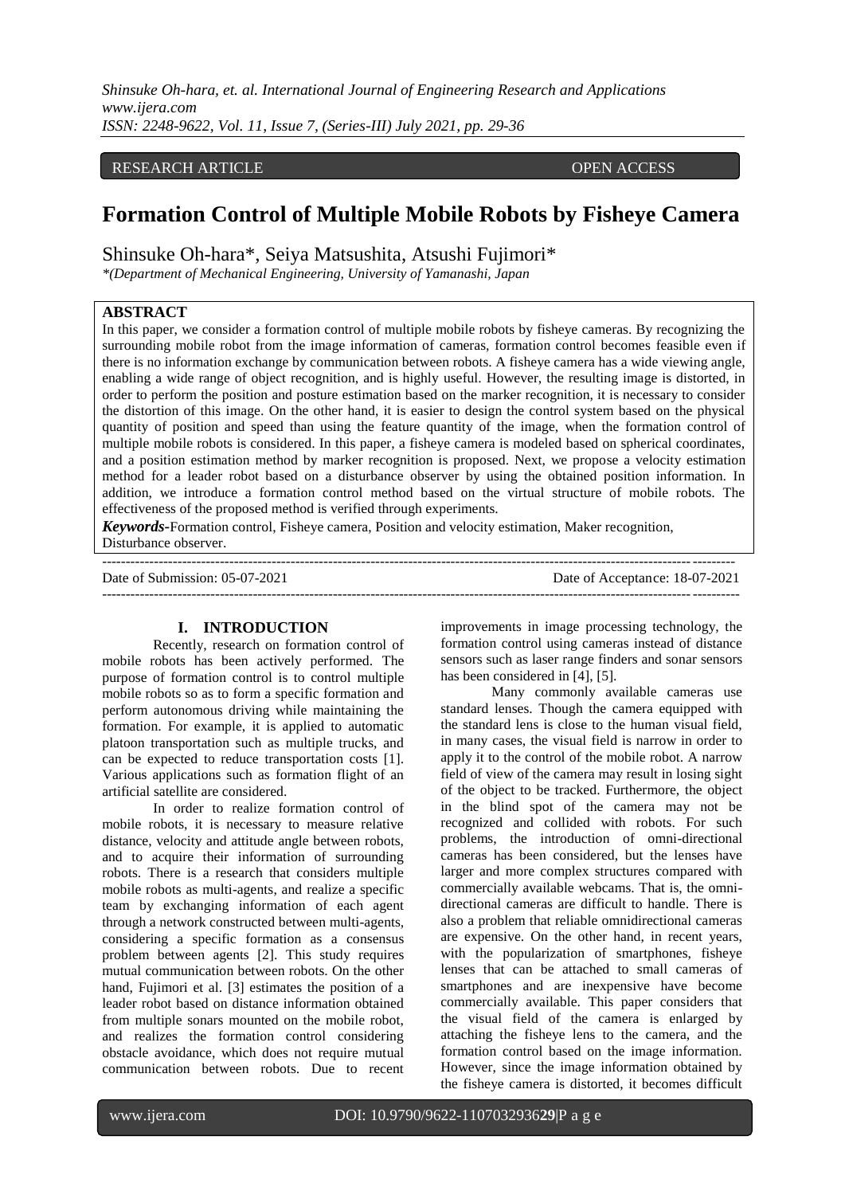RESEARCH ARTICLE OPEN ACCESS

# Formation Control of Multiple Mobile Robots by Fisheye Camera

Shinsuke Oh-hara*, Seiya Matsushita, Atsushi Fujimori*

*\*(Department of Mechanical Engineering, University of Yamanashi, Japan*

## ABSTRACT

In this paper, we consider a formation control of multiple mobile robots by fisheye cameras. By recognizing the surrounding mobile robot from the image information of cameras, formation control becomes feasible even if there is no information exchange by communication between robots. A fisheye camera has a wide viewing angle, enabling a wide range of object recognition, and is highly useful. However, the resulting image is distorted, in order to perform the position and posture estimation based on the marker recognition, it is necessary to consider the distortion of this image. On the other hand, it is easier to design the control system based on the physical quantity of position and speed than using the feature quantity of the image, when the formation control of multiple mobile robots is considered. In this paper, a fisheye camera is modeled based on spherical coordinates, and a position estimation method by marker recognition is proposed. Next, we propose a velocity estimation method for a leader robot based on a disturbance observer by using the obtained position information. In addition, we introduce a formation control method based on the virtual structure of mobile robots. The effectiveness of the proposed method is verified through experiments.

***Keywords*-**Formation control, Fisheye camera, Position and velocity estimation, Maker recognition, Disturbance observer.

---

Date of Submission: 05-07-2021 Date of Acceptance: 18-07-2021

---

## I. INTRODUCTION

Recently, research on formation control of mobile robots has been actively performed. The purpose of formation control is to control multiple mobile robots so as to form a specific formation and perform autonomous driving while maintaining the formation. For example, it is applied to automatic platoon transportation such as multiple trucks, and can be expected to reduce transportation costs [1]. Various applications such as formation flight of an artificial satellite are considered.

In order to realize formation control of mobile robots, it is necessary to measure relative distance, velocity and attitude angle between robots, and to acquire their information of surrounding robots. There is a research that considers multiple mobile robots as multi-agents, and realize a specific team by exchanging information of each agent through a network constructed between multi-agents, considering a specific formation as a consensus problem between agents [2]. This study requires mutual communication between robots. On the other hand, Fujimori et al. [3] estimates the position of a leader robot based on distance information obtained from multiple sonars mounted on the mobile robot, and realizes the formation control considering obstacle avoidance, which does not require mutual communication between robots. Due to recent improvements in image processing technology, the formation control using cameras instead of distance sensors such as laser range finders and sonar sensors has been considered in [4], [5].

Many commonly available cameras use standard lenses. Though the camera equipped with the standard lens is close to the human visual field, in many cases, the visual field is narrow in order to apply it to the control of the mobile robot. A narrow field of view of the camera may result in losing sight of the object to be tracked. Furthermore, the object in the blind spot of the camera may not be recognized and collided with robots. For such problems, the introduction of omni-directional cameras has been considered, but the lenses have larger and more complex structures compared with commercially available webcams. That is, the omni-directional cameras are difficult to handle. There is also a problem that reliable omnidirectional cameras are expensive. On the other hand, in recent years, with the popularization of smartphones, fisheye lenses that can be attached to small cameras of smartphones and are inexpensive have become commercially available. This paper considers that the visual field of the camera is enlarged by attaching the fisheye lens to the camera, and the formation control based on the image information. However, since the image information obtained by the fisheye camera is distorted, it becomes difficult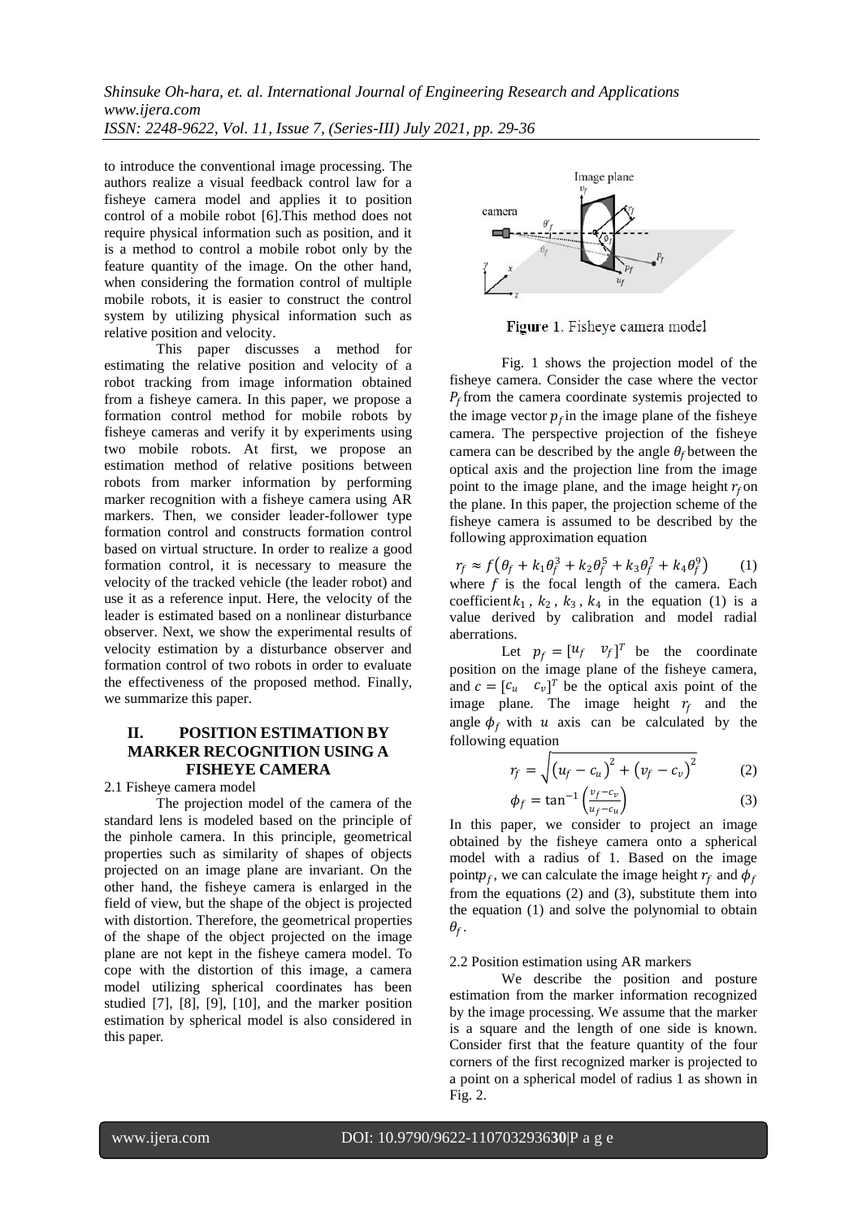to introduce the conventional image processing. The authors realize a visual feedback control law for a fisheye camera model and applies it to position control of a mobile robot [6].This method does not require physical information such as position, and it is a method to control a mobile robot only by the feature quantity of the image. On the other hand, when considering the formation control of multiple mobile robots, it is easier to construct the control system by utilizing physical information such as relative position and velocity.

This paper discusses a method for estimating the relative position and velocity of a robot tracking from image information obtained from a fisheye camera. In this paper, we propose a formation control method for mobile robots by fisheye cameras and verify it by experiments using two mobile robots. At first, we propose an estimation method of relative positions between robots from marker information by performing marker recognition with a fisheye camera using AR markers. Then, we consider leader-follower type formation control and constructs formation control based on virtual structure. In order to realize a good formation control, it is necessary to measure the velocity of the tracked vehicle (the leader robot) and use it as a reference input. Here, the velocity of the leader is estimated based on a nonlinear disturbance observer. Next, we show the experimental results of velocity estimation by a disturbance observer and formation control of two robots in order to evaluate the effectiveness of the proposed method. Finally, we summarize this paper.

## II. POSITION ESTIMATION BY MARKER RECOGNITION USING A FISHEYE CAMERA

### 2.1 Fisheye camera model

The projection model of the camera of the standard lens is modeled based on the principle of the pinhole camera. In this principle, geometrical properties such as similarity of shapes of objects projected on an image plane are invariant. On the other hand, the fisheye camera is enlarged in the field of view, but the shape of the object is projected with distortion. Therefore, the geometrical properties of the shape of the object projected on the image plane are not kept in the fisheye camera model. To cope with the distortion of this image, a camera model utilizing spherical coordinates has been studied [7], [8], [9], [10], and the marker position estimation by spherical model is also considered in this paper.

**Figure 1**. Fisheye camera model

Fig. 1 shows the projection model of the fisheye camera. Consider the case where the vector $P_f$ from the camera coordinate systemis projected to the image vector $p_f$ in the image plane of the fisheye camera. The perspective projection of the fisheye camera can be described by the angle $\theta_f$ between the optical axis and the projection line from the image point to the image plane, and the image height $r_f$ on the plane. In this paper, the projection scheme of the fisheye camera is assumed to be described by the following approximation equation

$$r_f \approx f\left(\theta_f + k_1\theta_f^3 + k_2\theta_f^5 + k_3\theta_f^7 + k_4\theta_f^9\right) \quad (1)$$

where $f$ is the focal length of the camera. Each coefficient $k_1$, $k_2$, $k_3$, $k_4$ in the equation (1) is a value derived by calibration and model radial aberrations.

Let $p_f = [u_f \quad v_f]^T$ be the coordinate position on the image plane of the fisheye camera, and $c = [c_u \quad c_v]^T$ be the optical axis point of the image plane. The image height $r_f$ and the angle $\phi_f$ with $u$ axis can be calculated by the following equation

$$r_f = \sqrt{\left(u_f - c_u\right)^2 + \left(v_f - c_v\right)^2} \quad (2)$$

$$\phi_f = \tan^{-1}\left(\frac{v_f - c_v}{u_f - c_u}\right) \quad (3)$$

In this paper, we consider to project an image obtained by the fisheye camera onto a spherical model with a radius of 1. Based on the image point $p_f$, we can calculate the image height $r_f$ and $\phi_f$ from the equations (2) and (3), substitute them into the equation (1) and solve the polynomial to obtain $\theta_f$.

### 2.2 Position estimation using AR markers

We describe the position and posture estimation from the marker information recognized by the image processing. We assume that the marker is a square and the length of one side is known. Consider first that the feature quantity of the four corners of the first recognized marker is projected to a point on a spherical model of radius 1 as shown in Fig. 2.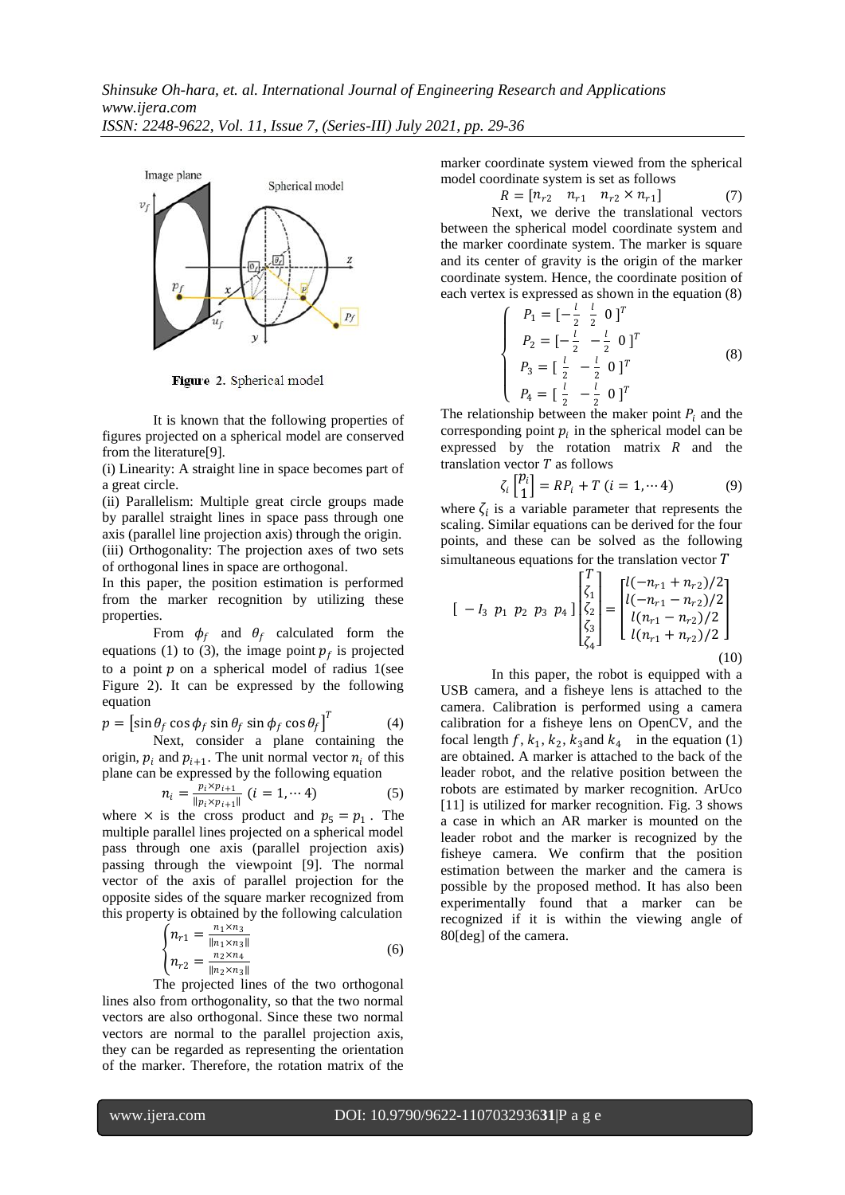Figure 2. Spherical model

It is known that the following properties of figures projected on a spherical model are conserved from the literature[9].

(i) Linearity: A straight line in space becomes part of a great circle.

(ii) Parallelism: Multiple great circle groups made by parallel straight lines in space pass through one axis (parallel line projection axis) through the origin.

(iii) Orthogonality: The projection axes of two sets of orthogonal lines in space are orthogonal.

In this paper, the position estimation is performed from the marker recognition by utilizing these properties.

From $\phi_f$ and $\theta_f$ calculated form the equations (1) to (3), the image point $p_f$ is projected to a point $p$ on a spherical model of radius 1(see Figure 2). It can be expressed by the following equation

$$p = \left[\sin\theta_f \cos\phi_f \sin\theta_f \sin\phi_f \cos\theta_f\right]^T \tag{4}$$

Next, consider a plane containing the origin, $p_i$ and $p_{i+1}$. The unit normal vector $n_i$ of this plane can be expressed by the following equation

$$n_i = \frac{p_i \times p_{i+1}}{\|p_i \times p_{i+1}\|} \ (i = 1, \cdots 4) \tag{5}$$

where $\times$ is the cross product and $p_5 = p_1$. The multiple parallel lines projected on a spherical model pass through one axis (parallel projection axis) passing through the viewpoint [9]. The normal vector of the axis of parallel projection for the opposite sides of the square marker recognized from this property is obtained by the following calculation

$$\begin{cases} n_{r1} = \frac{n_1 \times n_3}{\|n_1 \times n_3\|} \\ n_{r2} = \frac{n_2 \times n_4}{\|n_2 \times n_3\|} \end{cases} \tag{6}$$

The projected lines of the two orthogonal lines also from orthogonality, so that the two normal vectors are also orthogonal. Since these two normal vectors are normal to the parallel projection axis, they can be regarded as representing the orientation of the marker. Therefore, the rotation matrix of the marker coordinate system viewed from the spherical model coordinate system is set as follows

$$R = [n_{r2} \quad n_{r1} \quad n_{r2} \times n_{r1}] \tag{7}$$

Next, we derive the translational vectors between the spherical model coordinate system and the marker coordinate system. The marker is square and its center of gravity is the origin of the marker coordinate system. Hence, the coordinate position of each vertex is expressed as shown in the equation (8)

$$\begin{cases} P_1 = [-\frac{l}{2} \ \ \frac{l}{2} \ \ 0\,]^T \\ P_2 = [-\frac{l}{2} \ \ -\frac{l}{2} \ \ 0\,]^T \\ P_3 = [\ \frac{l}{2} \ \ -\frac{l}{2} \ \ 0\,]^T \\ P_4 = [\ \frac{l}{2} \ \ -\frac{l}{2} \ \ 0\,]^T \end{cases} \tag{8}$$

The relationship between the maker point $P_i$ and the corresponding point $p_i$ in the spherical model can be expressed by the rotation matrix $R$ and the translation vector $T$ as follows

$$\zeta_i \begin{bmatrix} P_i \\ 1 \end{bmatrix} = RP_i + T \ (i = 1, \cdots 4) \tag{9}$$

where $\zeta_i$ is a variable parameter that represents the scaling. Similar equations can be derived for the four points, and these can be solved as the following simultaneous equations for the translation vector $T$

$$[\ -I_3 \ \ p_1 \ \ p_2 \ \ p_3 \ \ p_4\,] \begin{bmatrix} T \\ \zeta_1 \\ \zeta_2 \\ \zeta_3 \\ \zeta_4 \end{bmatrix} = \begin{bmatrix} l(-n_{r1} + n_{r2})/2 \\ l(-n_{r1} - n_{r2})/2 \\ l(n_{r1} - n_{r2})/2 \\ l(n_{r1} + n_{r2})/2 \end{bmatrix} \tag{10}$$

In this paper, the robot is equipped with a USB camera, and a fisheye lens is attached to the camera. Calibration is performed using a camera calibration for a fisheye lens on OpenCV, and the focal length $f$, $k_1$, $k_2$, $k_3$ and $k_4$ in the equation (1) are obtained. A marker is attached to the back of the leader robot, and the relative position between the robots are estimated by marker recognition. ArUco [11] is utilized for marker recognition. Fig. 3 shows a case in which an AR marker is mounted on the leader robot and the marker is recognized by the fisheye camera. We confirm that the position estimation between the marker and the camera is possible by the proposed method. It has also been experimentally found that a marker can be recognized if it is within the viewing angle of 80[deg] of the camera.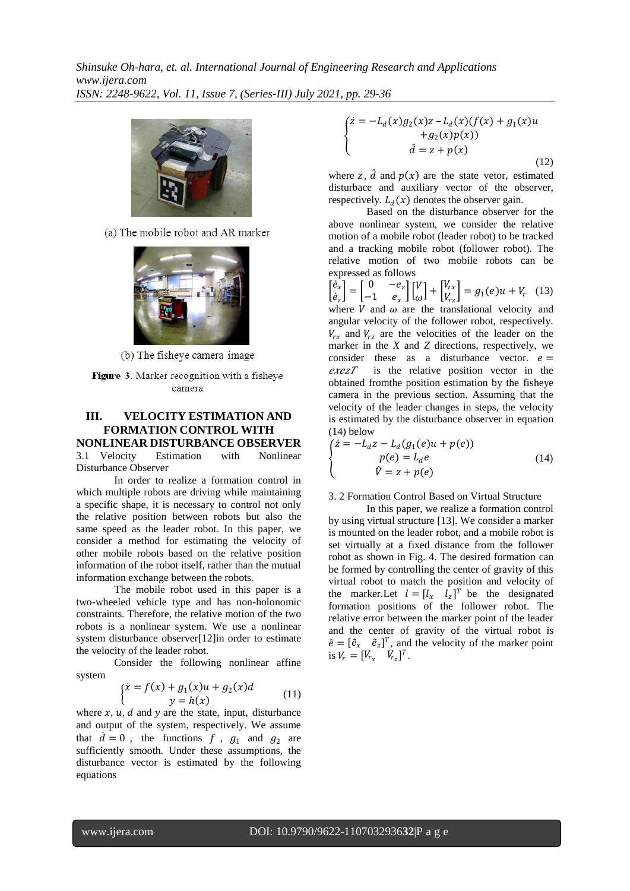(a) The mobile robot and AR marker

(b) The fisheye camera image

**Figure 3**. Marker recognition with a fisheye camera

## III. VELOCITY ESTIMATION AND FORMATION CONTROL WITH NONLINEAR DISTURBANCE OBSERVER

### 3.1 Velocity Estimation with Nonlinear Disturbance Observer

In order to realize a formation control in which multiple robots are driving while maintaining a specific shape, it is necessary to control not only the relative position between robots but also the same speed as the leader robot. In this paper, we consider a method for estimating the velocity of other mobile robots based on the relative position information of the robot itself, rather than the mutual information exchange between the robots.

The mobile robot used in this paper is a two-wheeled vehicle type and has non-holonomic constraints. Therefore, the relative motion of the two robots is a nonlinear system. We use a nonlinear system disturbance observer[12]in order to estimate the velocity of the leader robot.

Consider the following nonlinear affine system

$$\begin{cases} \dot{x} = f(x) + g_1(x)u + g_2(x)d \\ y = h(x) \end{cases} \tag{11}$$

where $x$, $u$, $d$ and $y$ are the state, input, disturbance and output of the system, respectively. We assume that $\dot{d} = 0$, the functions $f$, $g_1$ and $g_2$ are sufficiently smooth. Under these assumptions, the disturbance vector is estimated by the following equations

$$\begin{cases} \dot{z} = -L_d(x)g_2(x)z - L_d(x)(f(x) + g_1(x)u \\ \qquad + g_2(x)p(x)) \\ \hat{d} = z + p(x) \end{cases} \tag{12}$$

where $z$, $\hat{d}$ and $p(x)$ are the state vetor, estimated disturbance and auxiliary vector of the observer, respectively. $L_d(x)$ denotes the observer gain.

Based on the disturbance observer for the above nonlinear system, we consider the relative motion of a mobile robot (leader robot) to be tracked and a tracking mobile robot (follower robot). The relative motion of two mobile robots can be expressed as follows

$$\begin{bmatrix} \dot{e}_x \\ \dot{e}_z \end{bmatrix} = \begin{bmatrix} 0 & -e_z \\ -1 & e_x \end{bmatrix} \begin{bmatrix} V \\ \omega \end{bmatrix} + \begin{bmatrix} V_{rx} \\ V_{rz} \end{bmatrix} = g_1(e)u + V_r \tag{13}$$

where $V$ and $\omega$ are the translational velocity and angular velocity of the follower robot, respectively. $V_{rx}$ and $V_{rz}$ are the velocities of the leader on the marker in the $X$ and $Z$ directions, respectively, we consider these as a disturbance vector. $e = exezT$ is the relative position vector in the obtained fromthe position estimation by the fisheye camera in the previous section. Assuming that the velocity of the leader changes in steps, the velocity is estimated by the disturbance observer in equation (14) below

$$\begin{cases} \dot{z} = -L_d z - L_d(g_1(e)u + p(e)) \\ p(e) = L_d e \\ \hat{V} = z + p(e) \end{cases} \tag{14}$$

### 3. 2 Formation Control Based on Virtual Structure

In this paper, we realize a formation control by using virtual structure [13]. We consider a marker is mounted on the leader robot, and a mobile robot is set virtually at a fixed distance from the follower robot as shown in Fig. 4. The desired formation can be formed by controlling the center of gravity of this virtual robot to match the position and velocity of the marker.Let $l = [l_x \quad l_z]^T$ be the designated formation positions of the follower robot. The relative error between the marker point of the leader and the center of gravity of the virtual robot is $\tilde{e} = [\tilde{e}_x \quad \tilde{e}_z]^T$, and the velocity of the marker point is $V_r = [V_{r_x} \quad V_{r_z}]^T$.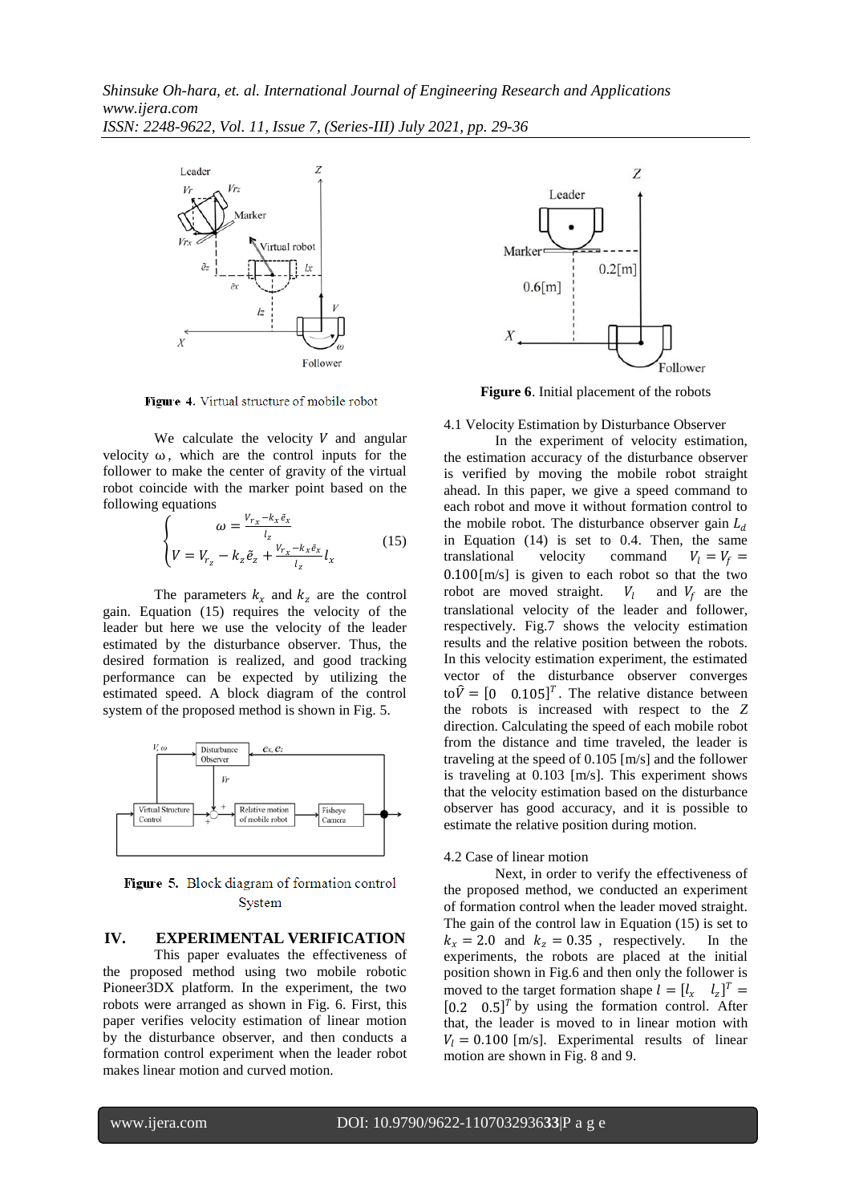Figure 4. Virtual structure of mobile robot

We calculate the velocity $V$ and angular velocity $\omega$, which are the control inputs for the follower to make the center of gravity of the virtual robot coincide with the marker point based on the following equations

$$\begin{cases} \omega = \frac{V_{r_x} - k_x \tilde{e}_x}{l_z} \\ V = V_{r_z} - k_z \tilde{e}_z + \frac{V_{r_x} - k_x \tilde{e}_x}{l_z} l_x \end{cases} \tag{15}$$

The parameters $k_x$ and $k_z$ are the control gain. Equation (15) requires the velocity of the leader but here we use the velocity of the leader estimated by the disturbance observer. Thus, the desired formation is realized, and good tracking performance can be expected by utilizing the estimated speed. A block diagram of the control system of the proposed method is shown in Fig. 5.

Figure 5. Block diagram of formation control System

## IV. EXPERIMENTAL VERIFICATION

This paper evaluates the effectiveness of the proposed method using two mobile robotic Pioneer3DX platform. In the experiment, the two robots were arranged as shown in Fig. 6. First, this paper verifies velocity estimation of linear motion by the disturbance observer, and then conducts a formation control experiment when the leader robot makes linear motion and curved motion.

**Figure 6**. Initial placement of the robots

### 4.1 Velocity Estimation by Disturbance Observer

In the experiment of velocity estimation, the estimation accuracy of the disturbance observer is verified by moving the mobile robot straight ahead. In this paper, we give a speed command to each robot and move it without formation control to the mobile robot. The disturbance observer gain $L_d$ in Equation (14) is set to 0.4. Then, the same translational velocity command $V_l = V_f = 0.100$[m/s] is given to each robot so that the two robot are moved straight. $V_l$ and $V_f$ are the translational velocity of the leader and follower, respectively. Fig.7 shows the velocity estimation results and the relative position between the robots. In this velocity estimation experiment, the estimated vector of the disturbance observer converges to $\hat{V} = [0 \quad 0.105]^T$. The relative distance between the robots is increased with respect to the $Z$ direction. Calculating the speed of each mobile robot from the distance and time traveled, the leader is traveling at the speed of 0.105 [m/s] and the follower is traveling at 0.103 [m/s]. This experiment shows that the velocity estimation based on the disturbance observer has good accuracy, and it is possible to estimate the relative position during motion.

### 4.2 Case of linear motion

Next, in order to verify the effectiveness of the proposed method, we conducted an experiment of formation control when the leader moved straight. The gain of the control law in Equation (15) is set to $k_x = 2.0$ and $k_z = 0.35$, respectively. In the experiments, the robots are placed at the initial position shown in Fig.6 and then only the follower is moved to the target formation shape $l = [l_x \quad l_z]^T = [0.2 \quad 0.5]^T$ by using the formation control. After that, the leader is moved to in linear motion with $V_l = 0.100$ [m/s]. Experimental results of linear motion are shown in Fig. 8 and 9.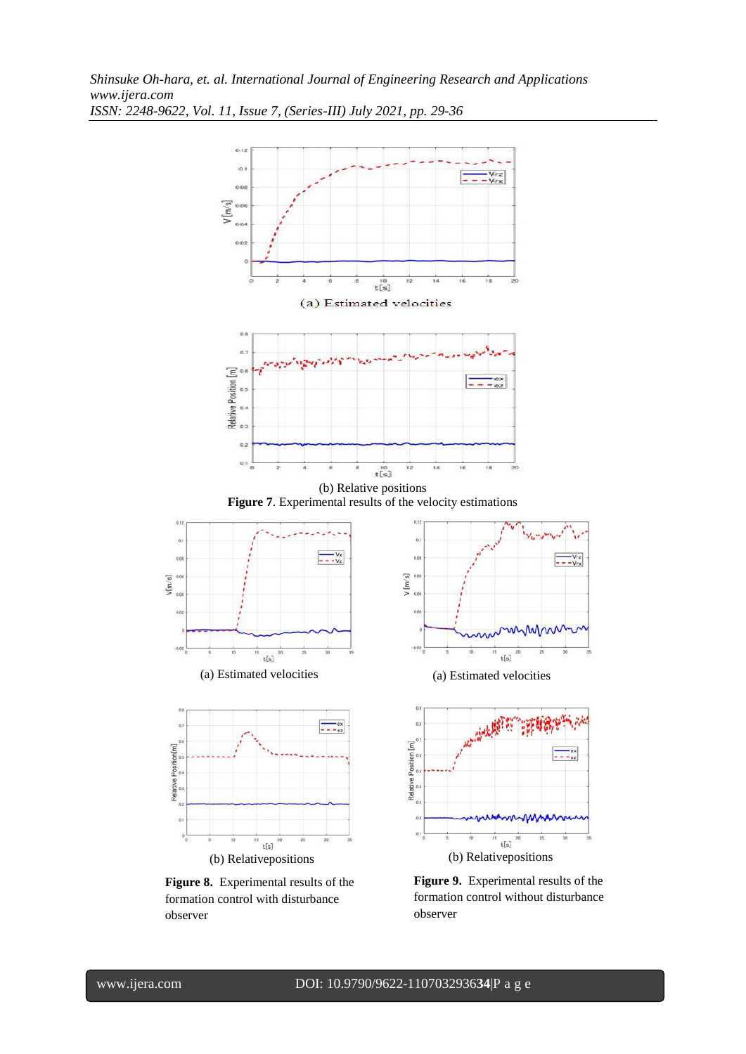(a) Estimated velocities

(b) Relative positions

**Figure 7**. Experimental results of the velocity estimations

(a) Estimated velocities

(b) Relativepositions

**Figure 8.** Experimental results of the formation control with disturbance observer

(a) Estimated velocities

(b) Relativepositions

**Figure 9.** Experimental results of the formation control without disturbance observer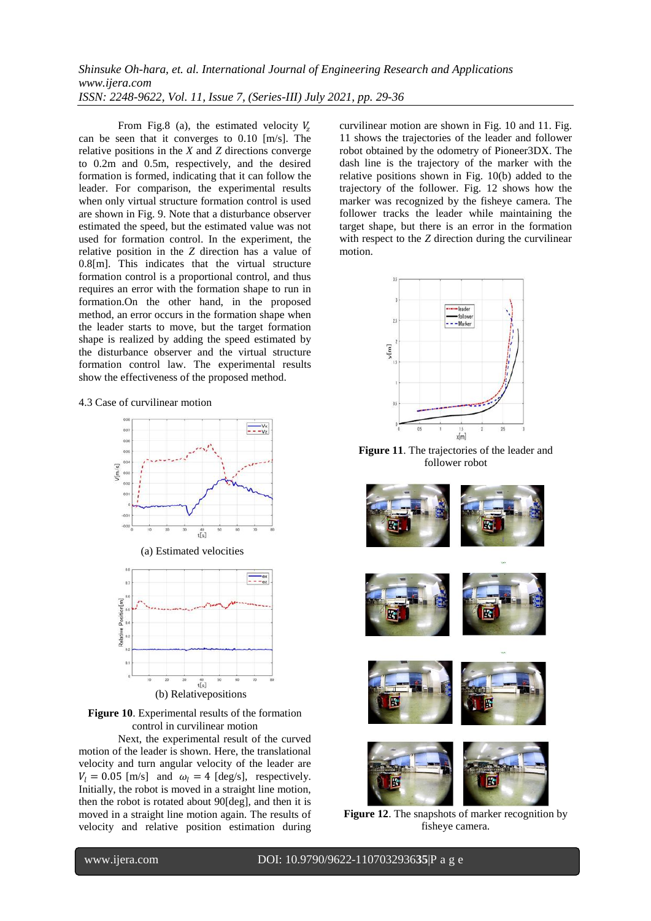From Fig.8 (a), the estimated velocity $V_z$ can be seen that it converges to 0.10 [m/s]. The relative positions in the $X$ and $Z$ directions converge to 0.2m and 0.5m, respectively, and the desired formation is formed, indicating that it can follow the leader. For comparison, the experimental results when only virtual structure formation control is used are shown in Fig. 9. Note that a disturbance observer estimated the speed, but the estimated value was not used for formation control. In the experiment, the relative position in the $Z$ direction has a value of 0.8[m]. This indicates that the virtual structure formation control is a proportional control, and thus requires an error with the formation shape to run in formation.On the other hand, in the proposed method, an error occurs in the formation shape when the leader starts to move, but the target formation shape is realized by adding the speed estimated by the disturbance observer and the virtual structure formation control law. The experimental results show the effectiveness of the proposed method.

4.3 Case of curvilinear motion

(a) Estimated velocities

(b) Relativepositions

**Figure 10**. Experimental results of the formation control in curvilinear motion

Next, the experimental result of the curved motion of the leader is shown. Here, the translational velocity and turn angular velocity of the leader are $V_l = 0.05$ [m/s] and $\omega_l = 4$ [deg/s], respectively. Initially, the robot is moved in a straight line motion, then the robot is rotated about 90[deg], and then it is moved in a straight line motion again. The results of velocity and relative position estimation during curvilinear motion are shown in Fig. 10 and 11. Fig. 11 shows the trajectories of the leader and follower robot obtained by the odometry of Pioneer3DX. The dash line is the trajectory of the marker with the relative positions shown in Fig. 10(b) added to the trajectory of the follower. Fig. 12 shows how the marker was recognized by the fisheye camera. The follower tracks the leader while maintaining the target shape, but there is an error in the formation with respect to the $Z$ direction during the curvilinear motion.

**Figure 11**. The trajectories of the leader and follower robot

**Figure 12**. The snapshots of marker recognition by fisheye camera.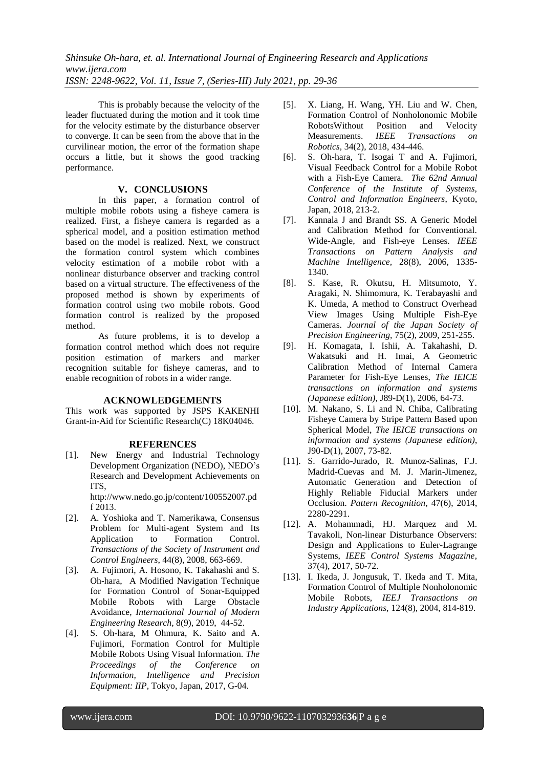This is probably because the velocity of the leader fluctuated during the motion and it took time for the velocity estimate by the disturbance observer to converge. It can be seen from the above that in the curvilinear motion, the error of the formation shape occurs a little, but it shows the good tracking performance.

## V. CONCLUSIONS

In this paper, a formation control of multiple mobile robots using a fisheye camera is realized. First, a fisheye camera is regarded as a spherical model, and a position estimation method based on the model is realized. Next, we construct the formation control system which combines velocity estimation of a mobile robot with a nonlinear disturbance observer and tracking control based on a virtual structure. The effectiveness of the proposed method is shown by experiments of formation control using two mobile robots. Good formation control is realized by the proposed method.

As future problems, it is to develop a formation control method which does not require position estimation of markers and marker recognition suitable for fisheye cameras, and to enable recognition of robots in a wider range.

## ACKNOWLEDGEMENTS

This work was supported by JSPS KAKENHI Grant-in-Aid for Scientific Research(C) 18K04046.

## REFERENCES

[1]. New Energy and Industrial Technology Development Organization (NEDO), NEDO's Research and Development Achievements on ITS, http://www.nedo.go.jp/content/100552007.pdf 2013.

[2]. A. Yoshioka and T. Namerikawa, Consensus Problem for Multi-agent System and Its Application to Formation Control. *Transactions of the Society of Instrument and Control Engineers*, 44(8), 2008, 663-669.

[3]. A. Fujimori, A. Hosono, K. Takahashi and S. Oh-hara, A Modified Navigation Technique for Formation Control of Sonar-Equipped Mobile Robots with Large Obstacle Avoidance, *International Journal of Modern Engineering Research*, 8(9), 2019, 44-52.

[4]. S. Oh-hara, M Ohmura, K. Saito and A. Fujimori, Formation Control for Multiple Mobile Robots Using Visual Information. *The Proceedings of the Conference on Information, Intelligence and Precision Equipment: IIP*, Tokyo, Japan, 2017, G-04.

[5]. X. Liang, H. Wang, YH. Liu and W. Chen, Formation Control of Nonholonomic Mobile RobotsWithout Position and Velocity Measurements. *IEEE Transactions on Robotics*, 34(2), 2018, 434-446.

[6]. S. Oh-hara, T. Isogai T and A. Fujimori, Visual Feedback Control for a Mobile Robot with a Fish-Eye Camera. *The 62nd Annual Conference of the Institute of Systems, Control and Information Engineers*, Kyoto, Japan, 2018, 213-2.

[7]. Kannala J and Brandt SS. A Generic Model and Calibration Method for Conventional. Wide-Angle, and Fish-eye Lenses. *IEEE Transactions on Pattern Analysis and Machine Intelligence*, 28(8), 2006, 1335-1340.

[8]. S. Kase, R. Okutsu, H. Mitsumoto, Y. Aragaki, N. Shimomura, K. Terabayashi and K. Umeda, A method to Construct Overhead View Images Using Multiple Fish-Eye Cameras. *Journal of the Japan Society of Precision Engineering*, 75(2), 2009, 251-255.

[9]. H. Komagata, I. Ishii, A. Takahashi, D. Wakatsuki and H. Imai, A Geometric Calibration Method of Internal Camera Parameter for Fish-Eye Lenses, *The IEICE transactions on information and systems (Japanese edition)*, J89-D(1), 2006, 64-73.

[10]. M. Nakano, S. Li and N. Chiba, Calibrating Fisheye Camera by Stripe Pattern Based upon Spherical Model, *The IEICE transactions on information and systems (Japanese edition)*, J90-D(1), 2007, 73-82.

[11]. S. Garrido-Jurado, R. Munoz-Salinas, F.J. Madrid-Cuevas and M. J. Marin-Jimenez, Automatic Generation and Detection of Highly Reliable Fiducial Markers under Occlusion. *Pattern Recognition*, 47(6), 2014, 2280-2291.

[12]. A. Mohammadi, HJ. Marquez and M. Tavakoli, Non-linear Disturbance Observers: Design and Applications to Euler-Lagrange Systems, *IEEE Control Systems Magazine*, 37(4), 2017, 50-72.

[13]. I. Ikeda, J. Jongusuk, T. Ikeda and T. Mita, Formation Control of Multiple Nonholonomic Mobile Robots, *IEEJ Transactions on Industry Applications*, 124(8), 2004, 814-819.